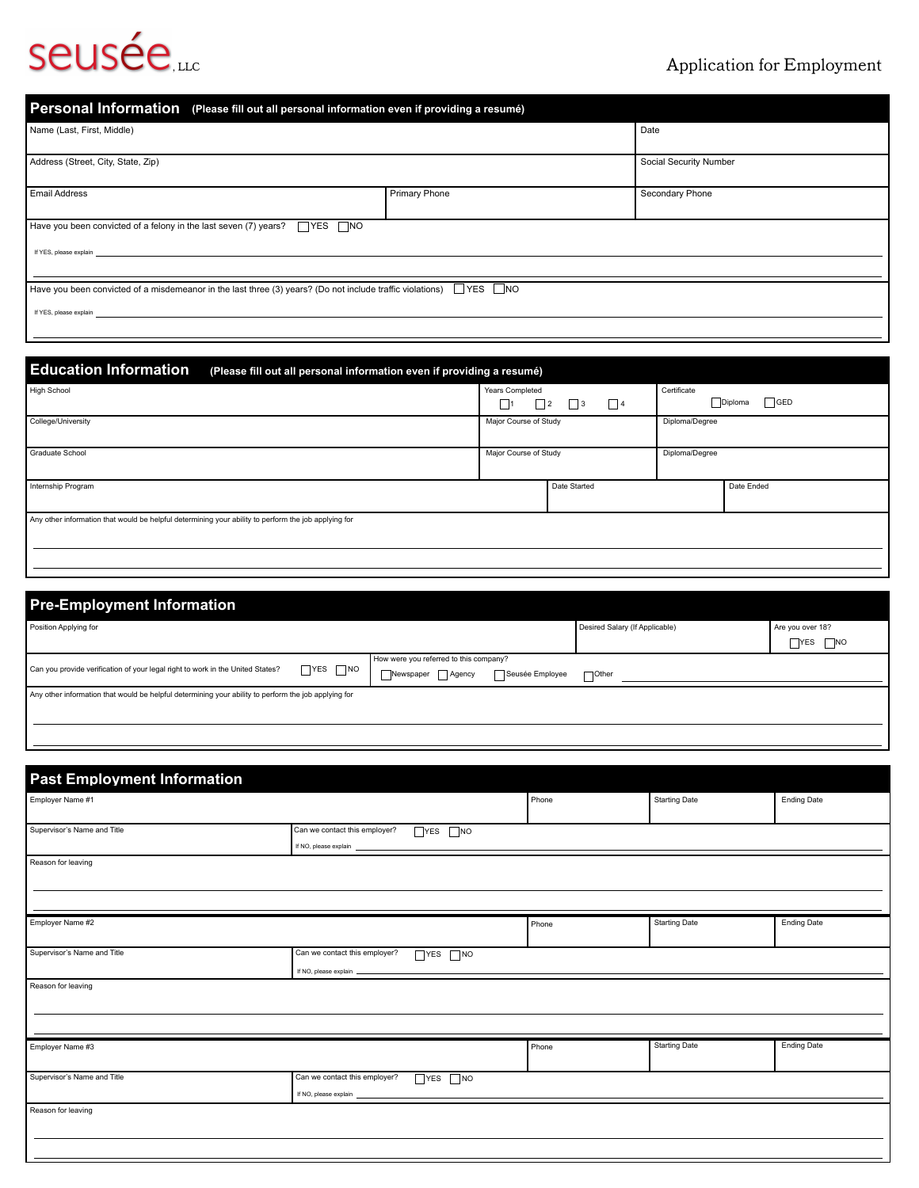seusée, LLC

# Application for Employment

## Personal Information (Please fill out all personal information even if providing a resumé)

| Name (Last, First, Middle) | | Date |
|---|---|---|
| Address (Street, City, State, Zip) | | Social Security Number |
| Email Address | Primary Phone | Secondary Phone |

Have you been convicted of a felony in the last seven (7) years? ☐ YES ☐ NO

If YES, please explain \_\_\_\_\_\_\_\_\_\_\_\_\_\_\_\_\_\_\_\_\_\_\_\_\_\_\_\_\_\_\_\_\_\_\_\_\_\_\_\_

Have you been convicted of a misdemeanor in the last three (3) years? (Do not include traffic violations) ☐ YES ☐ NO

If YES, please explain \_\_\_\_\_\_\_\_\_\_\_\_\_\_\_\_\_\_\_\_\_\_\_\_\_\_\_\_\_\_\_\_\_\_\_\_\_\_\_\_

## Education Information (Please fill out all personal information even if providing a resumé)

| High School | Years Completed ☐ 1 ☐ 2 ☐ 3 ☐ 4 | Certificate ☐ Diploma ☐ GED |
|---|---|---|
| College/University | Major Course of Study | Diploma/Degree |
| Graduate School | Major Course of Study | Diploma/Degree |

| Internship Program | Date Started | Date Ended |
|---|---|---|

Any other information that would be helpful determining your ability to perform the job applying for

\_\_\_\_\_\_\_\_\_\_\_\_\_\_\_\_\_\_\_\_\_\_\_\_\_\_\_\_\_\_\_\_\_\_\_\_\_\_\_\_

## Pre-Employment Information

| Position Applying for | Desired Salary (If Applicable) | Are you over 18? ☐ YES ☐ NO |
|---|---|---|

Can you provide verification of your legal right to work in the United States? ☐ YES ☐ NO

How were you referred to this company? ☐ Newspaper ☐ Agency ☐ Seusée Employee ☐ Other \_\_\_\_\_\_\_\_\_\_\_\_

Any other information that would be helpful determining your ability to perform the job applying for

\_\_\_\_\_\_\_\_\_\_\_\_\_\_\_\_\_\_\_\_\_\_\_\_\_\_\_\_\_\_\_\_\_\_\_\_\_\_\_\_

## Past Employment Information

| Employer Name #1 | Phone | Starting Date | Ending Date |
|---|---|---|---|

Supervisor's Name and Title

Can we contact this employer? ☐ YES ☐ NO

If NO, please explain \_\_\_\_\_\_\_\_\_\_\_\_\_\_\_\_\_\_\_\_\_\_\_\_\_\_\_\_\_\_\_\_

Reason for leaving

\_\_\_\_\_\_\_\_\_\_\_\_\_\_\_\_\_\_\_\_\_\_\_\_\_\_\_\_\_\_\_\_\_\_\_\_\_\_\_\_

| Employer Name #2 | Phone | Starting Date | Ending Date |
|---|---|---|---|

Supervisor's Name and Title

Can we contact this employer? ☐ YES ☐ NO

If NO, please explain \_\_\_\_\_\_\_\_\_\_\_\_\_\_\_\_\_\_\_\_\_\_\_\_\_\_\_\_\_\_\_\_

Reason for leaving

\_\_\_\_\_\_\_\_\_\_\_\_\_\_\_\_\_\_\_\_\_\_\_\_\_\_\_\_\_\_\_\_\_\_\_\_\_\_\_\_

| Employer Name #3 | Phone | Starting Date | Ending Date |
|---|---|---|---|

Supervisor's Name and Title

Can we contact this employer? ☐ YES ☐ NO

If NO, please explain \_\_\_\_\_\_\_\_\_\_\_\_\_\_\_\_\_\_\_\_\_\_\_\_\_\_\_\_\_\_\_\_

Reason for leaving

\_\_\_\_\_\_\_\_\_\_\_\_\_\_\_\_\_\_\_\_\_\_\_\_\_\_\_\_\_\_\_\_\_\_\_\_\_\_\_\_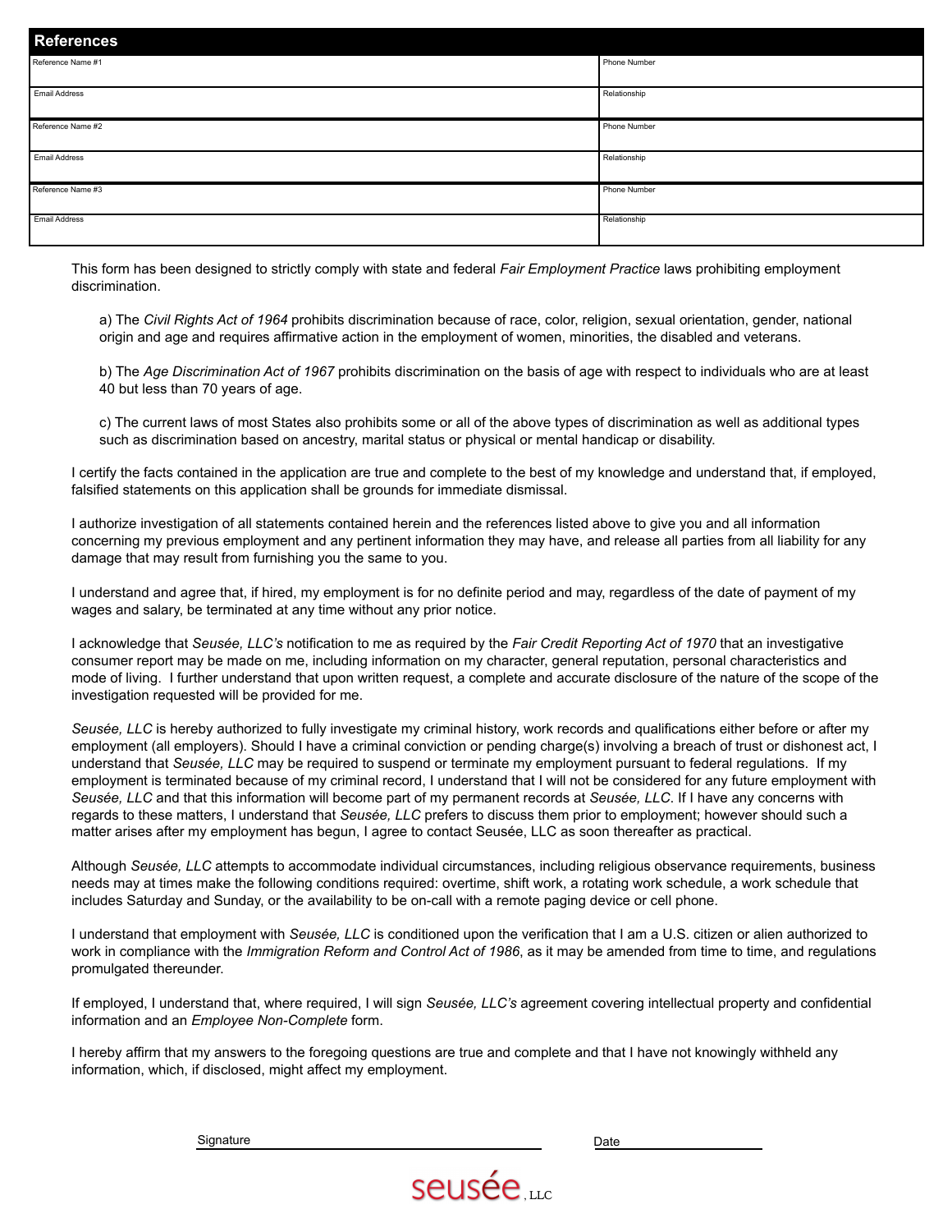## References

| | |
|---|---|
| Reference Name #1 | Phone Number |
| Email Address | Relationship |
| Reference Name #2 | Phone Number |
| Email Address | Relationship |
| Reference Name #3 | Phone Number |
| Email Address | Relationship |

This form has been designed to strictly comply with state and federal *Fair Employment Practice* laws prohibiting employment discrimination.

a) The *Civil Rights Act of 1964* prohibits discrimination because of race, color, religion, sexual orientation, gender, national origin and age and requires affirmative action in the employment of women, minorities, the disabled and veterans.

b) The *Age Discrimination Act of 1967* prohibits discrimination on the basis of age with respect to individuals who are at least 40 but less than 70 years of age.

c) The current laws of most States also prohibits some or all of the above types of discrimination as well as additional types such as discrimination based on ancestry, marital status or physical or mental handicap or disability.

I certify the facts contained in the application are true and complete to the best of my knowledge and understand that, if employed, falsified statements on this application shall be grounds for immediate dismissal.

I authorize investigation of all statements contained herein and the references listed above to give you and all information concerning my previous employment and any pertinent information they may have, and release all parties from all liability for any damage that may result from furnishing you the same to you.

I understand and agree that, if hired, my employment is for no definite period and may, regardless of the date of payment of my wages and salary, be terminated at any time without any prior notice.

I acknowledge that *Seusée, LLC's* notification to me as required by the *Fair Credit Reporting Act of 1970* that an investigative consumer report may be made on me, including information on my character, general reputation, personal characteristics and mode of living. I further understand that upon written request, a complete and accurate disclosure of the nature of the scope of the investigation requested will be provided for me.

*Seusée, LLC* is hereby authorized to fully investigate my criminal history, work records and qualifications either before or after my employment (all employers). Should I have a criminal conviction or pending charge(s) involving a breach of trust or dishonest act, I understand that *Seusée, LLC* may be required to suspend or terminate my employment pursuant to federal regulations. If my employment is terminated because of my criminal record, I understand that I will not be considered for any future employment with *Seusée, LLC* and that this information will become part of my permanent records at *Seusée, LLC*. If I have any concerns with regards to these matters, I understand that *Seusée, LLC* prefers to discuss them prior to employment; however should such a matter arises after my employment has begun, I agree to contact Seusée, LLC as soon thereafter as practical.

Although *Seusée, LLC* attempts to accommodate individual circumstances, including religious observance requirements, business needs may at times make the following conditions required: overtime, shift work, a rotating work schedule, a work schedule that includes Saturday and Sunday, or the availability to be on-call with a remote paging device or cell phone.

I understand that employment with *Seusée, LLC* is conditioned upon the verification that I am a U.S. citizen or alien authorized to work in compliance with the *Immigration Reform and Control Act of 1986*, as it may be amended from time to time, and regulations promulgated thereunder.

If employed, I understand that, where required, I will sign *Seusée, LLC's* agreement covering intellectual property and confidential information and an *Employee Non-Complete* form.

I hereby affirm that my answers to the foregoing questions are true and complete and that I have not knowingly withheld any information, which, if disclosed, might affect my employment.

Signature ______________________________ Date ____________________

seusée, LLC